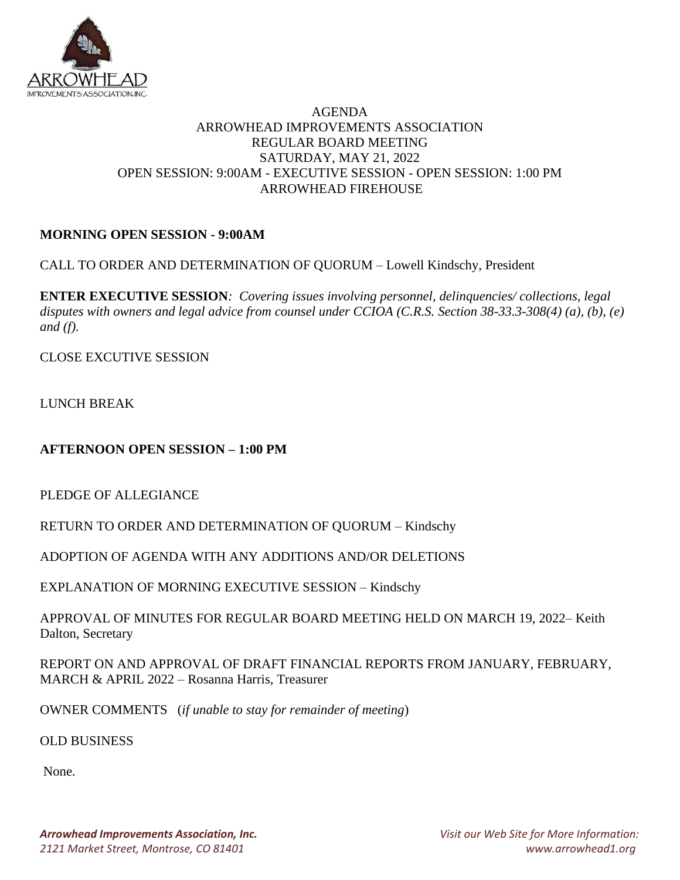AGENDA
ARROWHEAD IMPROVEMENTS ASSOCIATION
REGULAR BOARD MEETING
SATURDAY, MAY 21, 2022
OPEN SESSION: 9:00AM - EXECUTIVE SESSION - OPEN SESSION: 1:00 PM
ARROWHEAD FIREHOUSE

**MORNING OPEN SESSION - 9:00AM**

CALL TO ORDER AND DETERMINATION OF QUORUM – Lowell Kindschy, President

**ENTER EXECUTIVE SESSION***: Covering issues involving personnel, delinquencies/ collections, legal disputes with owners and legal advice from counsel under CCIOA (C.R.S. Section 38-33.3-308(4) (a), (b), (e) and (f).*

CLOSE EXCUTIVE SESSION

LUNCH BREAK

**AFTERNOON OPEN SESSION – 1:00 PM**

PLEDGE OF ALLEGIANCE

RETURN TO ORDER AND DETERMINATION OF QUORUM – Kindschy

ADOPTION OF AGENDA WITH ANY ADDITIONS AND/OR DELETIONS

EXPLANATION OF MORNING EXECUTIVE SESSION – Kindschy

APPROVAL OF MINUTES FOR REGULAR BOARD MEETING HELD ON MARCH 19, 2022– Keith Dalton, Secretary

REPORT ON AND APPROVAL OF DRAFT FINANCIAL REPORTS FROM JANUARY, FEBRUARY, MARCH & APRIL 2022 – Rosanna Harris, Treasurer

OWNER COMMENTS (*if unable to stay for remainder of meeting*)

OLD BUSINESS

None.

*Arrowhead Improvements Association, Inc.*
*2121 Market Street, Montrose, CO 81401*

*Visit our Web Site for More Information:*
*www.arrowhead1.org*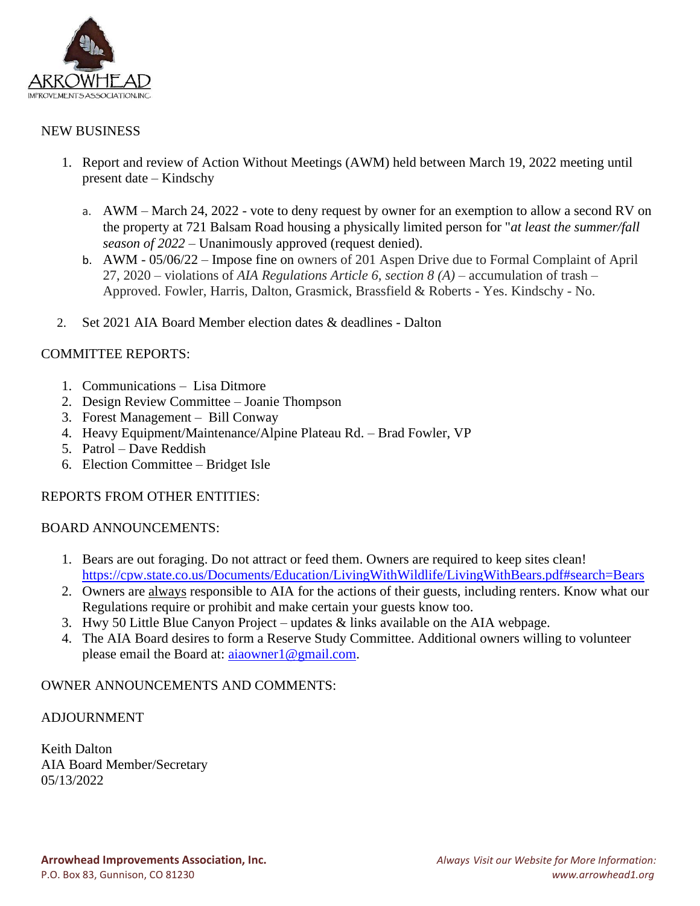## NEW BUSINESS

1. Report and review of Action Without Meetings (AWM) held between March 19, 2022 meeting until present date – Kindschy
   a. AWM – March 24, 2022 - vote to deny request by owner for an exemption to allow a second RV on the property at 721 Balsam Road housing a physically limited person for "*at least the summer/fall season of 2022* – Unanimously approved (request denied).
   b. AWM - 05/06/22 – Impose fine on owners of 201 Aspen Drive due to Formal Complaint of April 27, 2020 – violations of *AIA Regulations Article 6, section 8 (A)* – accumulation of trash – Approved. Fowler, Harris, Dalton, Grasmick, Brassfield & Roberts - Yes. Kindschy - No.
2. Set 2021 AIA Board Member election dates & deadlines - Dalton

## COMMITTEE REPORTS:

1. Communications – Lisa Ditmore
2. Design Review Committee – Joanie Thompson
3. Forest Management – Bill Conway
4. Heavy Equipment/Maintenance/Alpine Plateau Rd. – Brad Fowler, VP
5. Patrol – Dave Reddish
6. Election Committee – Bridget Isle

## REPORTS FROM OTHER ENTITIES:

## BOARD ANNOUNCEMENTS:

1. Bears are out foraging. Do not attract or feed them. Owners are required to keep sites clean! https://cpw.state.co.us/Documents/Education/LivingWithWildlife/LivingWithBears.pdf#search=Bears
2. Owners are always responsible to AIA for the actions of their guests, including renters. Know what our Regulations require or prohibit and make certain your guests know too.
3. Hwy 50 Little Blue Canyon Project – updates & links available on the AIA webpage.
4. The AIA Board desires to form a Reserve Study Committee. Additional owners willing to volunteer please email the Board at: aiaowner1@gmail.com.

## OWNER ANNOUNCEMENTS AND COMMENTS:

## ADJOURNMENT

Keith Dalton
AIA Board Member/Secretary
05/13/2022